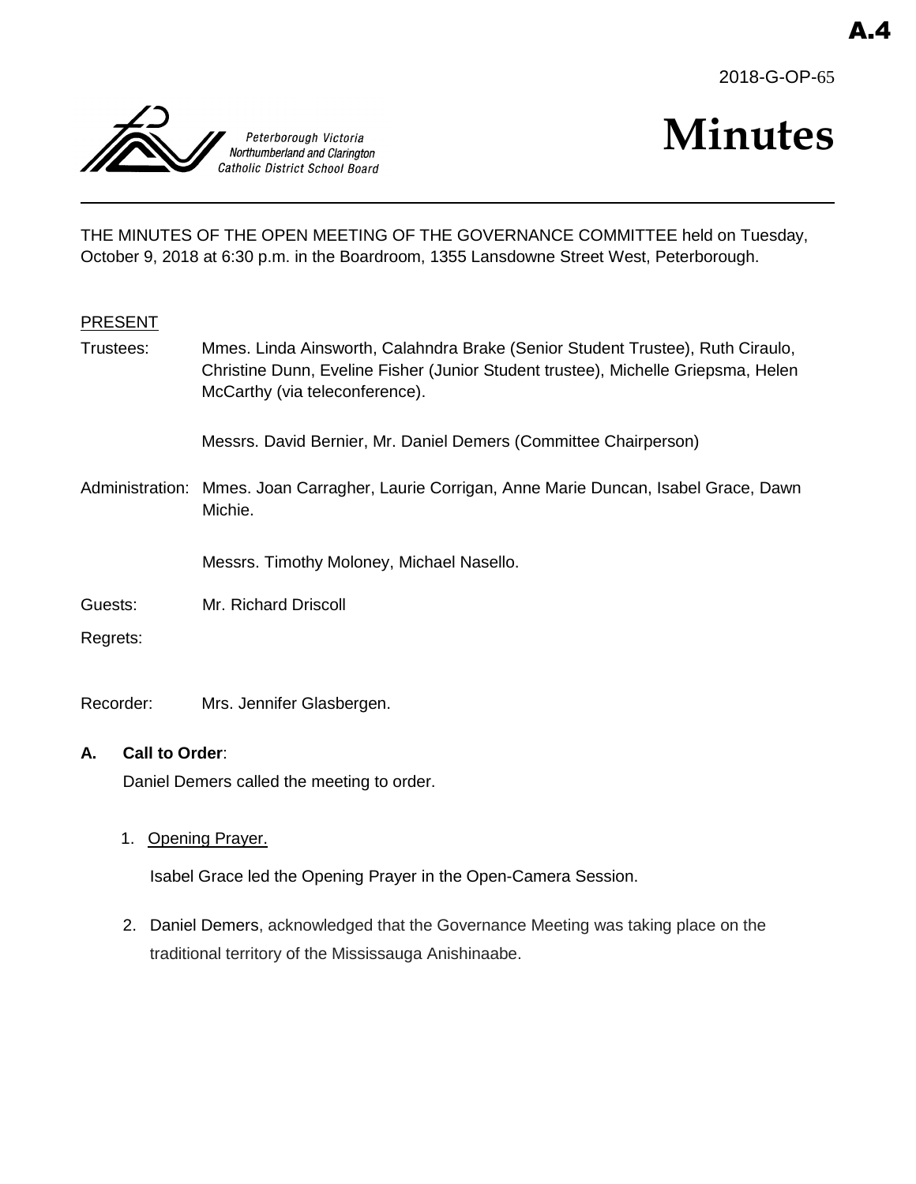A.4

2018-G-OP-65

Peterborough Victoria Northumberland and Clarington Catholic District School Board

# Minutes

THE MINUTES OF THE OPEN MEETING OF THE GOVERNANCE COMMITTEE held on Tuesday, October 9, 2018 at 6:30 p.m. in the Boardroom, 1355 Lansdowne Street West, Peterborough.

PRESENT

Trustees: Mmes. Linda Ainsworth, Calahndra Brake (Senior Student Trustee), Ruth Ciraulo, Christine Dunn, Eveline Fisher (Junior Student trustee), Michelle Griepsma, Helen McCarthy (via teleconference).

Messrs. David Bernier, Mr. Daniel Demers (Committee Chairperson)

Administration: Mmes. Joan Carragher, Laurie Corrigan, Anne Marie Duncan, Isabel Grace, Dawn Michie.

Messrs. Timothy Moloney, Michael Nasello.

Guests: Mr. Richard Driscoll

Regrets:

Recorder: Mrs. Jennifer Glasbergen.

**A. Call to Order**:

Daniel Demers called the meeting to order.

1. Opening Prayer.

   Isabel Grace led the Opening Prayer in the Open-Camera Session.

2. Daniel Demers, acknowledged that the Governance Meeting was taking place on the traditional territory of the Mississauga Anishinaabe.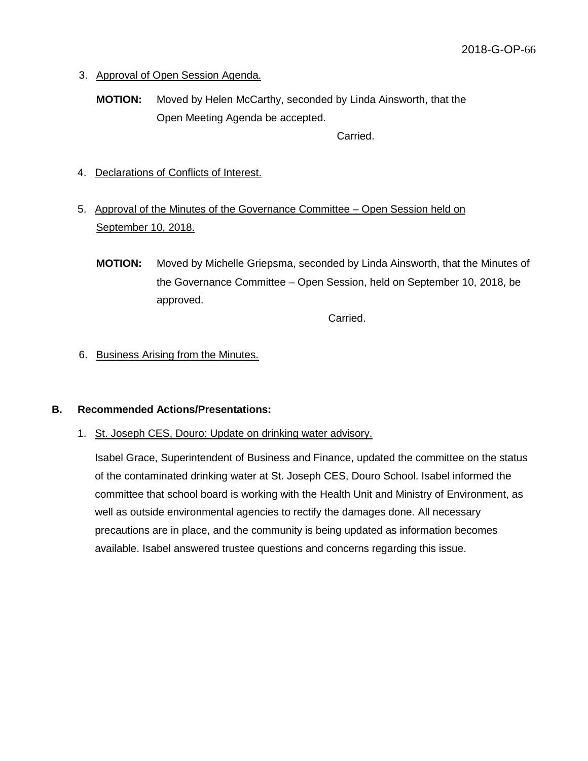3. Approval of Open Session Agenda.

**MOTION:** Moved by Helen McCarthy, seconded by Linda Ainsworth, that the Open Meeting Agenda be accepted.

Carried.

4. Declarations of Conflicts of Interest.

5. Approval of the Minutes of the Governance Committee – Open Session held on September 10, 2018.

**MOTION:** Moved by Michelle Griepsma, seconded by Linda Ainsworth, that the Minutes of the Governance Committee – Open Session, held on September 10, 2018, be approved.

Carried.

6. Business Arising from the Minutes.

**B. Recommended Actions/Presentations:**

1. St. Joseph CES, Douro: Update on drinking water advisory.

Isabel Grace, Superintendent of Business and Finance, updated the committee on the status of the contaminated drinking water at St. Joseph CES, Douro School. Isabel informed the committee that school board is working with the Health Unit and Ministry of Environment, as well as outside environmental agencies to rectify the damages done. All necessary precautions are in place, and the community is being updated as information becomes available. Isabel answered trustee questions and concerns regarding this issue.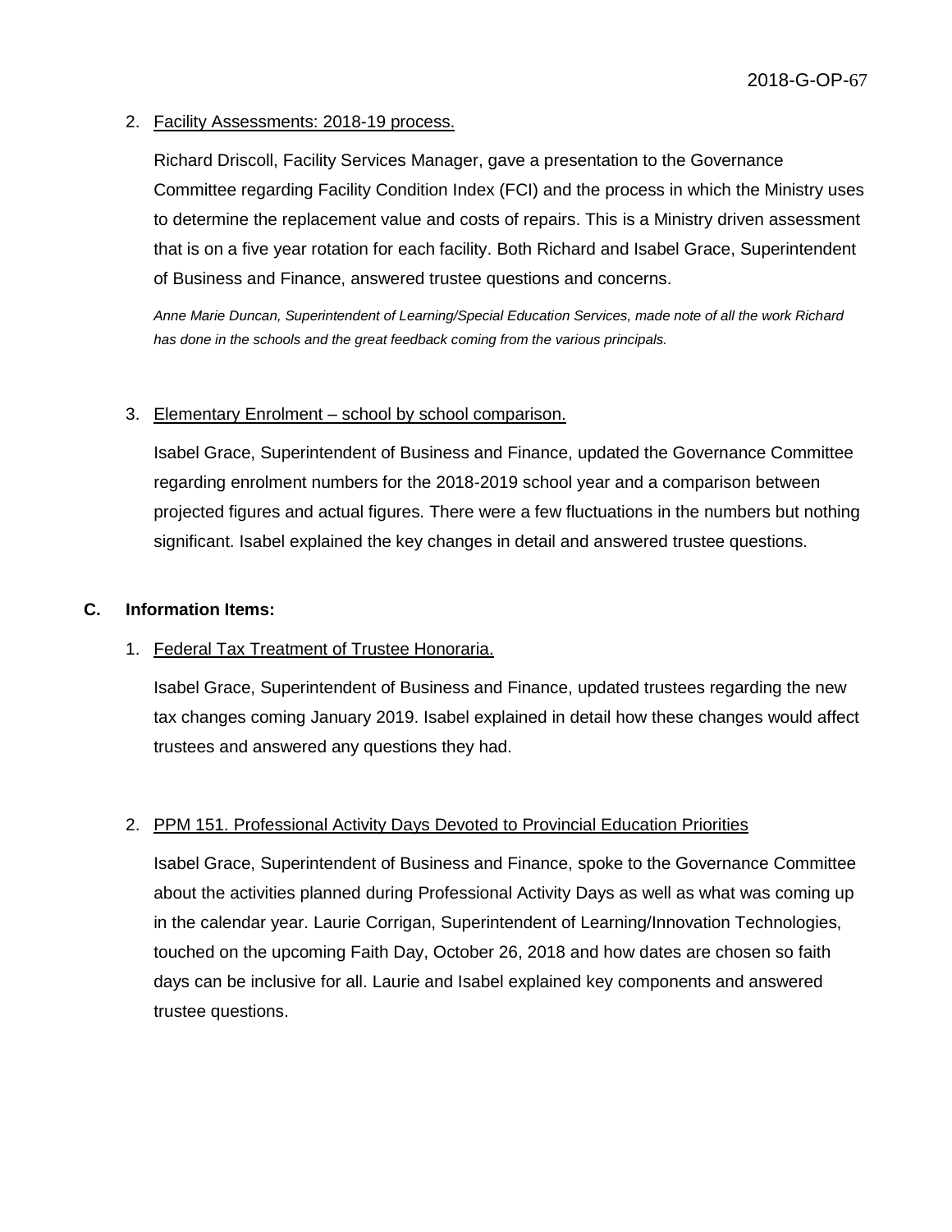2. Facility Assessments: 2018-19 process.

   Richard Driscoll, Facility Services Manager, gave a presentation to the Governance Committee regarding Facility Condition Index (FCI) and the process in which the Ministry uses to determine the replacement value and costs of repairs. This is a Ministry driven assessment that is on a five year rotation for each facility. Both Richard and Isabel Grace, Superintendent of Business and Finance, answered trustee questions and concerns.

   *Anne Marie Duncan, Superintendent of Learning/Special Education Services, made note of all the work Richard has done in the schools and the great feedback coming from the various principals.*

3. Elementary Enrolment – school by school comparison.

   Isabel Grace, Superintendent of Business and Finance, updated the Governance Committee regarding enrolment numbers for the 2018-2019 school year and a comparison between projected figures and actual figures. There were a few fluctuations in the numbers but nothing significant. Isabel explained the key changes in detail and answered trustee questions.

**C. Information Items:**

1. Federal Tax Treatment of Trustee Honoraria.

   Isabel Grace, Superintendent of Business and Finance, updated trustees regarding the new tax changes coming January 2019. Isabel explained in detail how these changes would affect trustees and answered any questions they had.

2. PPM 151. Professional Activity Days Devoted to Provincial Education Priorities

   Isabel Grace, Superintendent of Business and Finance, spoke to the Governance Committee about the activities planned during Professional Activity Days as well as what was coming up in the calendar year. Laurie Corrigan, Superintendent of Learning/Innovation Technologies, touched on the upcoming Faith Day, October 26, 2018 and how dates are chosen so faith days can be inclusive for all. Laurie and Isabel explained key components and answered trustee questions.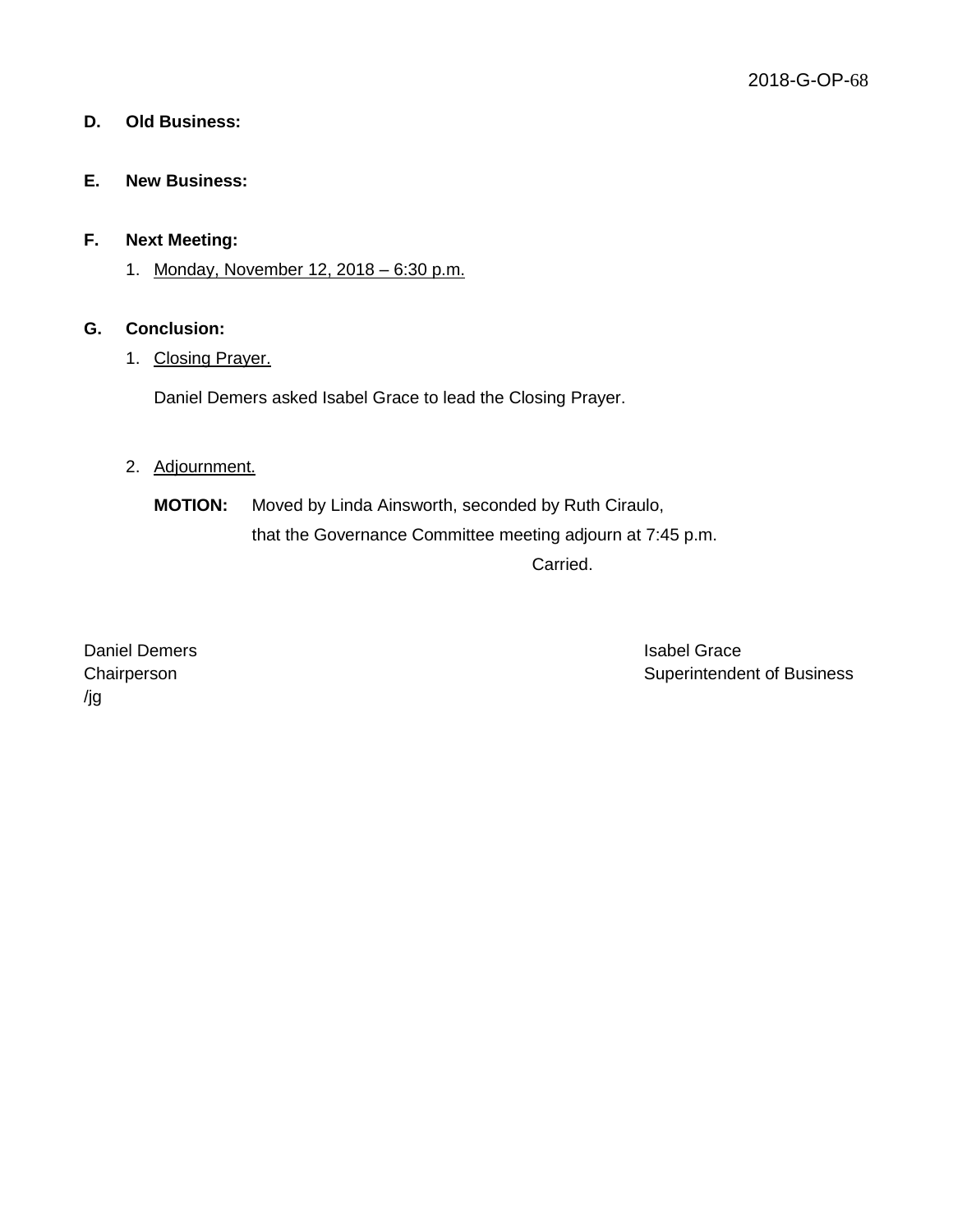2018-G-OP-68

**D. Old Business:**

**E. New Business:**

**F. Next Meeting:**

1. Monday, November 12, 2018 – 6:30 p.m.

**G. Conclusion:**

1. Closing Prayer.

   Daniel Demers asked Isabel Grace to lead the Closing Prayer.

2. Adjournment.

   **MOTION:** Moved by Linda Ainsworth, seconded by Ruth Ciraulo, that the Governance Committee meeting adjourn at 7:45 p.m.

   Carried.

Daniel Demers
Chairperson

Isabel Grace
Superintendent of Business

/jg